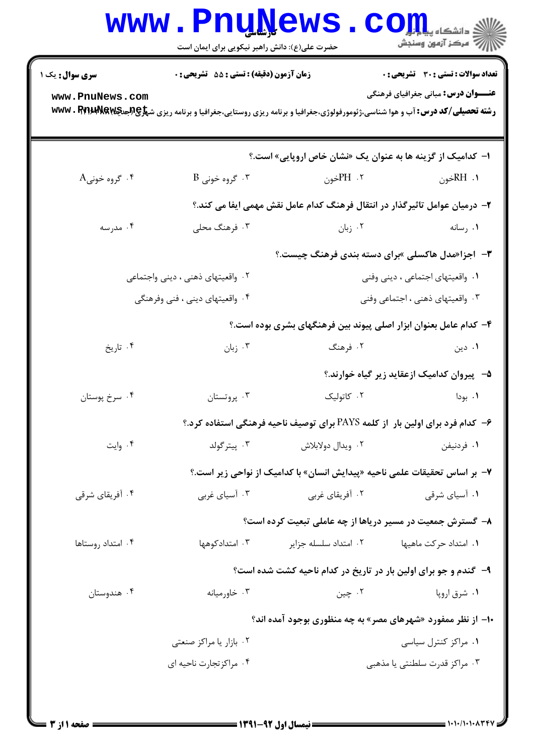کارشناسی

حضرت علی(ع): دانش راهبر نیکویی برای ایمان است

دانشگاه پیام نور
مرکز آزمون وسنجش

**سری سوال:** یک ۱ | **زمان آزمون (دقیقه) : تستی : ۵۵ تشریحی : ۰** | **تعداد سوالات : تستی : ۳۰ تشریحی : ۰**

**عنـــوان درس:** مبانی جغرافیای فرهنگی

**رشته تحصیلی/کد درس:** آب و هوا شناسی،ژئومورفولوژی،جغرافیا و برنامه ریزی روستایی،جغرافیا و برنامه ریزی شهری(جدید) ۱۲۱۶۱۸۹

۱- کدامیک از گزینه ها به عنوان یک «نشان خاص اروپایی» است.؟

۱. RHخون  ۲. PHخون  ۳. گروه خونی B  ۴. گروه خونیA

۲- درمیان عوامل تاثیرگذار در انتقال فرهنگ کدام عامل نقش مهمی ایفا می کند.؟

۱. رسانه  ۲. زبان  ۳. فرهنگ محلی  ۴. مدرسه

۳- اجزا«مدل هاکسلی »برای دسته بندی فرهنگ چیست.؟

۱. واقعیتهای اجتماعی ، دینی وفنی
۲. واقعیتهای ذهنی ، دینی واجتماعی
۳. واقعیتهای ذهنی ، اجتماعی وفنی
۴. واقعیتهای دینی ، فنی وفرهنگی

۴- کدام عامل بعنوان ابزار اصلی پیوند بین فرهنگهای بشری بوده است.؟

۱. دین  ۲. فرهنگ  ۳. زبان  ۴. تاریخ

۵- پیروان کدامیک ازعقاید زیر گیاه خوارند.؟

۱. بودا  ۲. کاتولیک  ۳. پروتستان  ۴. سرخ پوستان

۶- کدام فرد برای اولین بار از کلمه PAYS برای توصیف ناحیه فرهنگی استفاده کرد.؟

۱. فردنیفن  ۲. ویدال دولابلاش  ۳. پیترگولد  ۴. وایت

۷- بر اساس تحقیقات علمی ناحیه «پیدایش انسان» با کدامیک از نواحی زیر است.؟

۱. آسیای شرقی  ۲. آفریقای غربی  ۳. آسیای غربی  ۴. آفریقای شرقی

۸- گسترش جمعیت در مسیر دریاها از چه عاملی تبعیت کرده است؟

۱. امتداد حرکت ماهیها  ۲. امتداد سلسله جزایر  ۳. امتدادکوهها  ۴. امتداد روستاها

۹- گندم و جو برای اولین بار در تاریخ در کدام ناحیه کشت شده است؟

۱. شرق اروپا  ۲. چین  ۳. خاورمیانه  ۴. هندوستان

۱۰- از نظر ممفورد «شهرهای مصر» به چه منظوری بوجود آمده اند؟

۱. مراکز کنترل سیاسی
۲. بازار یا مراکز صنعتی
۳. مراکز قدرت سلطنتی یا مذهبی
۴. مراکزتجارت ناحیه ای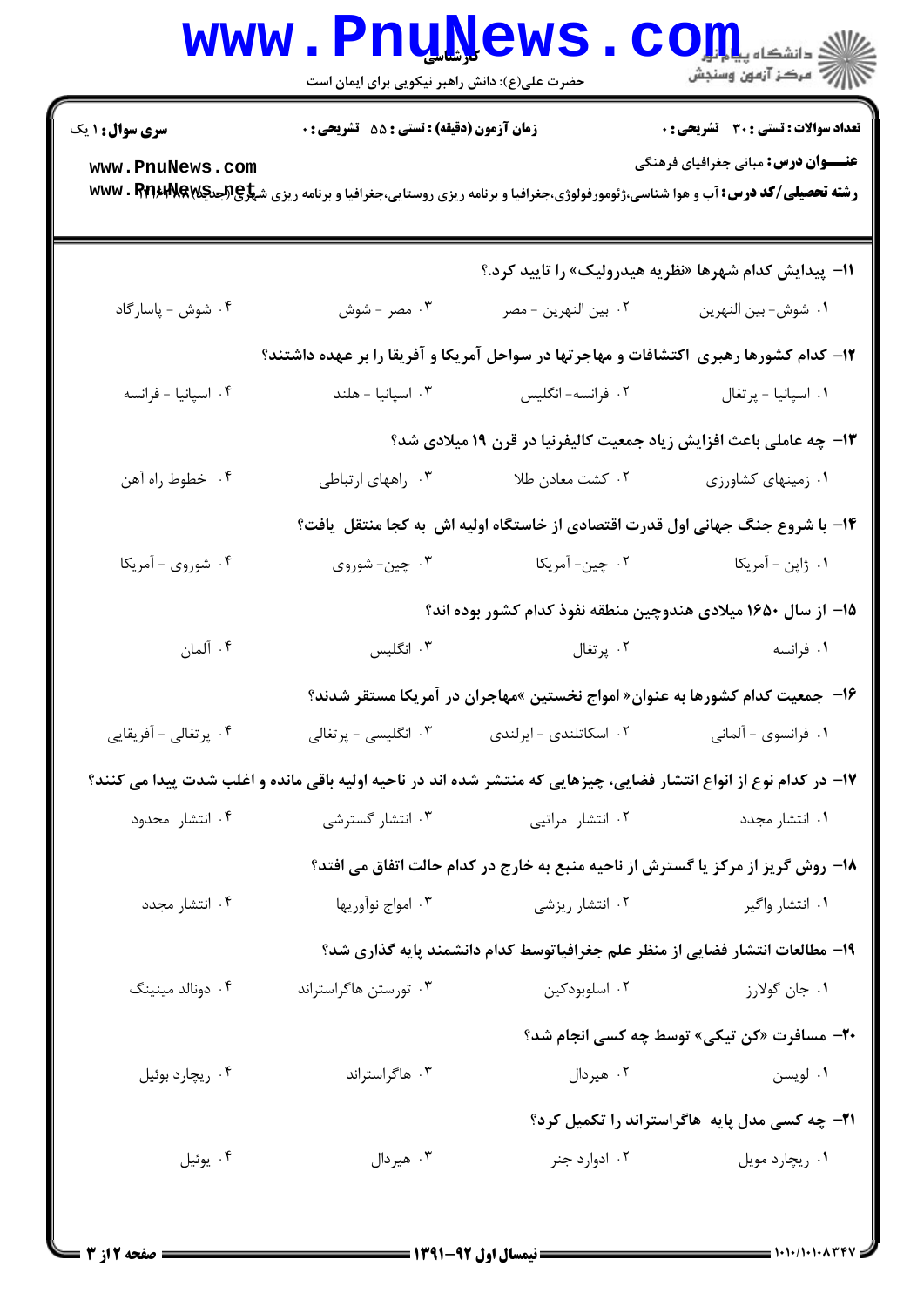**سری سوال:** ۱ یک

**زمان آزمون (دقیقه) : تستی : ۵۵ تشریحی : ۰**

**تعداد سوالات : تستی : ۳۰ تشریحی : ۰**

**عنـــوان درس:** مبانی جغرافیای فرهنگی

**رشته تحصیلی/کد درس:** آب و هوا شناسی،ژئومورفولوژی،جغرافیا و برنامه ریزی روستایی،جغرافیا و برنامه ریزی شهری (جدید) ۱۲۱۶۴۸۷

۱۱- پیدایش کدام شهرها «نظریه هیدرولیک» را تایید کرد.؟

۱. شوش- بین النهرین
۲. بین النهرین - مصر
۳. مصر - شوش
۴. شوش - پاسارگاد

۱۲- کدام کشورها رهبری اکتشافات و مهاجرتها در سواحل آمریکا و آفریقا را بر عهده داشتند؟

۱. اسپانیا - پرتغال
۲. فرانسه- انگلیس
۳. اسپانیا - هلند
۴. اسپانیا - فرانسه

۱۳- چه عاملی باعث افزایش زیاد جمعیت کالیفرنیا در قرن ۱۹ میلادی شد؟

۱. زمینهای کشاورزی
۲. کشت معادن طلا
۳. راههای ارتباطی
۴. خطوط راه آهن

۱۴- با شروع جنگ جهانی اول قدرت اقتصادی از خاستگاه اولیه اش به کجا منتقل یافت؟

۱. ژاپن - آمریکا
۲. چین- آمریکا
۳. چین- شوروی
۴. شوروی - آمریکا

۱۵- از سال ۱۶۵۰ میلادی هندوچین منطقه نفوذ کدام کشور بوده اند؟

۱. فرانسه
۲. پرتغال
۳. انگلیس
۴. آلمان

۱۶- جمعیت کدام کشورها به عنوان« امواج نخستین »مهاجران در آمریکا مستقر شدند؟

۱. فرانسوی - آلمانی
۲. اسکاتلندی - ایرلندی
۳. انگلیسی - پرتغالی
۴. پرتغالی - آفریقایی

۱۷- در کدام نوع از انواع انتشار فضایی، چیزهایی که منتشر شده اند در ناحیه اولیه باقی مانده و اغلب شدت پیدا می کنند؟

۱. انتشار مجدد
۲. انتشار مراتبی
۳. انتشار گسترشی
۴. انتشار محدود

۱۸- روش گریز از مرکز یا گسترش از ناحیه منبع به خارج در کدام حالت اتفاق می افتد؟

۱. انتشار واگیر
۲. انتشار ریزشی
۳. امواج نوآوریها
۴. انتشار مجدد

۱۹- مطالعات انتشار فضایی از منظر علم جغرافیاتوسط کدام دانشمند پایه گذاری شد؟

۱. جان گولارز
۲. اسلوبودکین
۳. تورستن هاگراستراند
۴. دونالد مینینگ

۲۰- مسافرت «کن تیکی» توسط چه کسی انجام شد؟

۱. لویسن
۲. هیردال
۳. هاگراستراند
۴. ریچارد بوئیل

۲۱- چه کسی مدل پایه هاگراستراند را تکمیل کرد؟

۱. ریچارد مویل
۲. ادوارد جنر
۳. هیردال
۴. یوئیل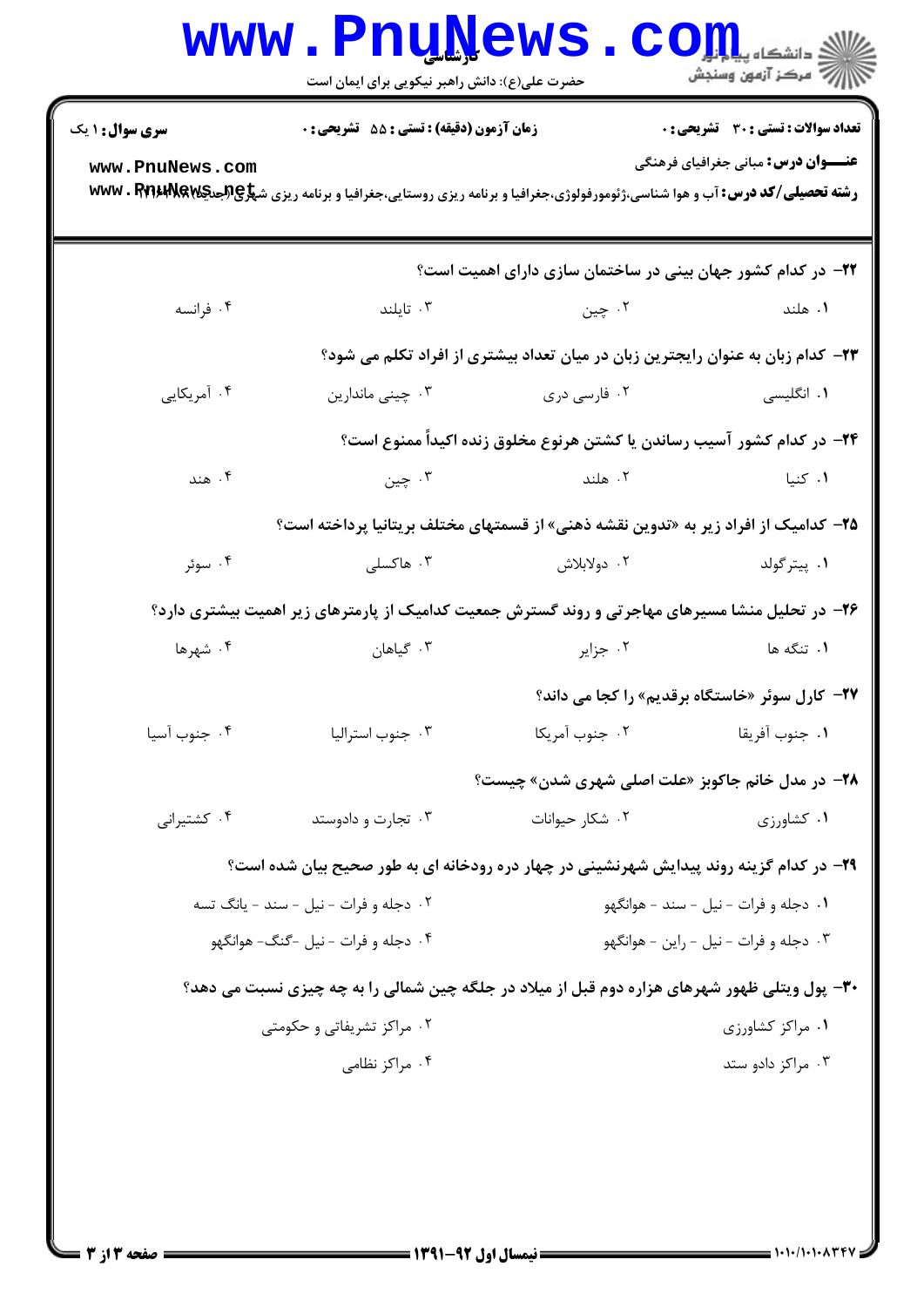**سری سوال:** ۱ یک

**زمان آزمون (دقیقه) : تستی :** ۵۵ **تشریحی :** ۰

**تعداد سوالات : تستی :** ۳۰ **تشریحی :** ۰

**عنـــوان درس:** مبانی جغرافیای فرهنگی

**رشته تحصیلی/کد درس:** آب و هوا شناسی،ژئومورفولوژی،جغرافیا و برنامه ریزی روستایی،جغرافیا و برنامه ریزی شهری(جدید)۱۲۱۶۰۸۷

۲۲- در کدام کشور جهان بینی در ساختمان سازی دارای اهمیت است؟

۱. هلند ۲. چین ۳. تایلند ۴. فرانسه

۲۳- کدام زبان به عنوان رایجترین زبان در میان تعداد بیشتری از افراد تکلم می شود؟

۱. انگلیسی ۲. فارسی دری ۳. چینی ماندارین ۴. آمریکایی

۲۴- در کدام کشور آسیب رساندن یا کشتن هرنوع مخلوق زنده اکیداً ممنوع است؟

۱. کنیا ۲. هلند ۳. چین ۴. هند

۲۵- کدامیک از افراد زیر به «تدوین نقشه ذهنی» از قسمتهای مختلف بریتانیا پرداخته است؟

۱. پیترگولد ۲. دولابلاش ۳. هاکسلی ۴. سوئر

۲۶- در تحلیل منشا مسیرهای مهاجرتی و روند گسترش جمعیت کدامیک از پارمترهای زیر اهمیت بیشتری دارد؟

۱. تنگه ها ۲. جزایر ۳. گیاهان ۴. شهرها

۲۷- کارل سوئر «خاستگاه برقدیم» را کجا می داند؟

۱. جنوب آفریقا ۲. جنوب آمریکا ۳. جنوب استرالیا ۴. جنوب آسیا

۲۸- در مدل خانم جاکوبز «علت اصلی شهری شدن» چیست؟

۱. کشاورزی ۲. شکار حیوانات ۳. تجارت و دادوستد ۴. کشتیرانی

۲۹- در کدام گزینه روند پیدایش شهرنشینی در چهار دره رودخانه ای به طور صحیح بیان شده است؟

۱. دجله و فرات - نیل - سند - هوانگهو

۲. دجله و فرات - نیل - سند - یانگ تسه

۳. دجله و فرات - نیل - راین - هوانگهو

۴. دجله و فرات - نیل -گنگ- هوانگهو

۳۰- پول ویتلی ظهور شهرهای هزاره دوم قبل از میلاد در جلگه چین شمالی را به چه چیزی نسبت می دهد؟

۱. مراکز کشاورزی

۲. مراکز تشریفاتی و حکومتی

۳. مراکز دادو ستد

۴. مراکز نظامی